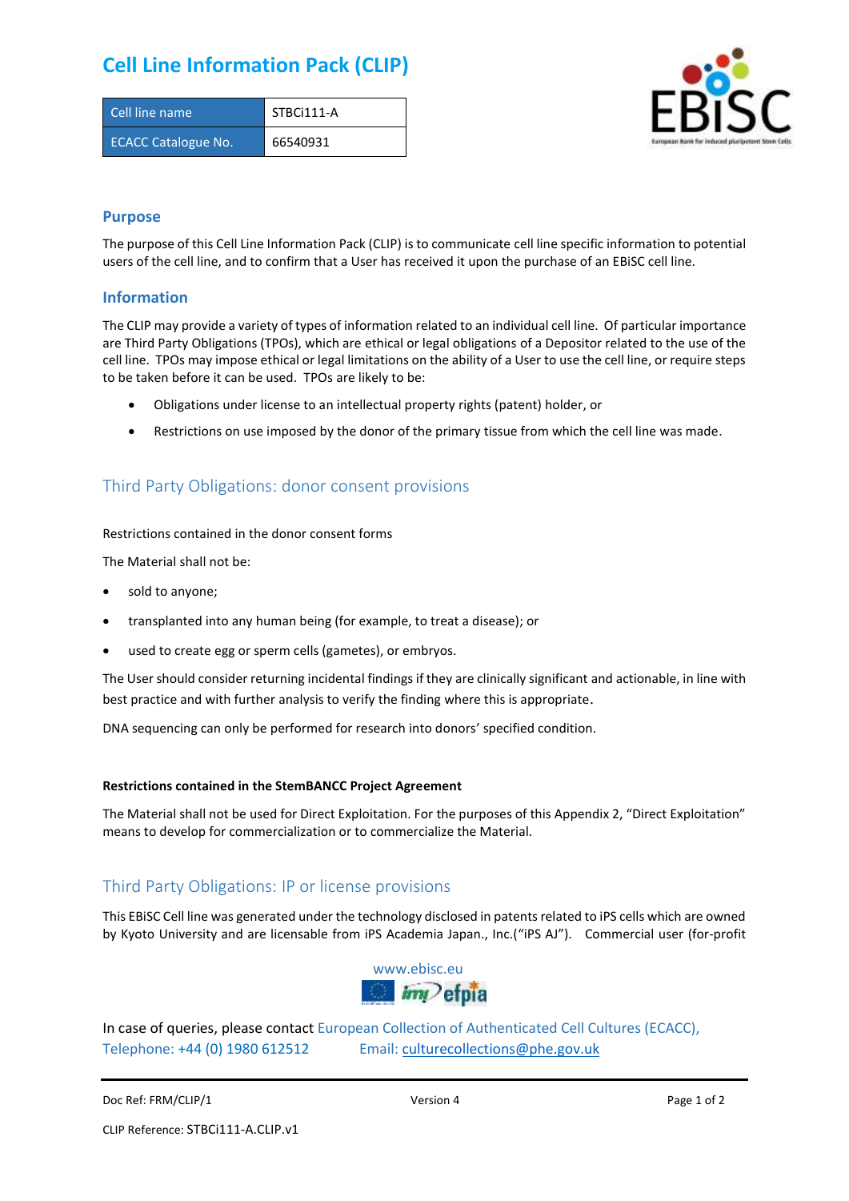# Cell Line Information Pack (CLIP)

| Cell line name | STBCi111-A |
|---|---|
| ECACC Catalogue No. | 66540931 |

## Purpose

The purpose of this Cell Line Information Pack (CLIP) is to communicate cell line specific information to potential users of the cell line, and to confirm that a User has received it upon the purchase of an EBiSC cell line.

## Information

The CLIP may provide a variety of types of information related to an individual cell line. Of particular importance are Third Party Obligations (TPOs), which are ethical or legal obligations of a Depositor related to the use of the cell line. TPOs may impose ethical or legal limitations on the ability of a User to use the cell line, or require steps to be taken before it can be used. TPOs are likely to be:

- Obligations under license to an intellectual property rights (patent) holder, or
- Restrictions on use imposed by the donor of the primary tissue from which the cell line was made.

## Third Party Obligations: donor consent provisions

Restrictions contained in the donor consent forms

The Material shall not be:

- sold to anyone;
- transplanted into any human being (for example, to treat a disease); or
- used to create egg or sperm cells (gametes), or embryos.

The User should consider returning incidental findings if they are clinically significant and actionable, in line with best practice and with further analysis to verify the finding where this is appropriate.

DNA sequencing can only be performed for research into donors' specified condition.

**Restrictions contained in the StemBANCC Project Agreement**

The Material shall not be used for Direct Exploitation. For the purposes of this Appendix 2, "Direct Exploitation" means to develop for commercialization or to commercialize the Material.

## Third Party Obligations: IP or license provisions

This EBiSC Cell line was generated under the technology disclosed in patents related to iPS cells which are owned by Kyoto University and are licensable from iPS Academia Japan., Inc.("iPS AJ"). Commercial user (for-profit

www.ebisc.eu

In case of queries, please contact European Collection of Authenticated Cell Cultures (ECACC), Telephone: +44 (0) 1980 612512 Email: culturecollections@phe.gov.uk

Doc Ref: FRM/CLIP/1 Version 4

CLIP Reference: STBCi111-A.CLIP.v1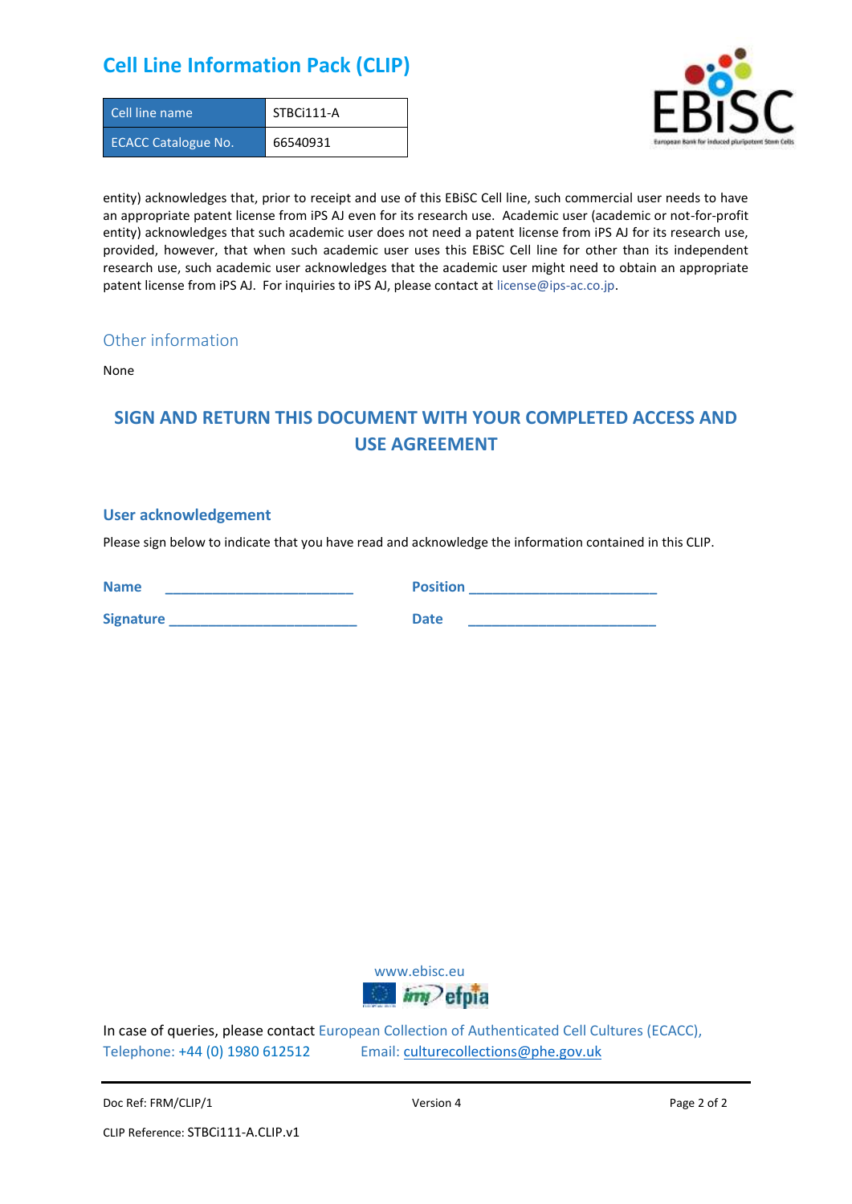# Cell Line Information Pack (CLIP)

| Cell line name | STBCi111-A |
| --- | --- |
| ECACC Catalogue No. | 66540931 |

entity) acknowledges that, prior to receipt and use of this EBiSC Cell line, such commercial user needs to have an appropriate patent license from iPS AJ even for its research use. Academic user (academic or not-for-profit entity) acknowledges that such academic user does not need a patent license from iPS AJ for its research use, provided, however, that when such academic user uses this EBiSC Cell line for other than its independent research use, such academic user acknowledges that the academic user might need to obtain an appropriate patent license from iPS AJ. For inquiries to iPS AJ, please contact at license@ips-ac.co.jp.

## Other information

None

## SIGN AND RETURN THIS DOCUMENT WITH YOUR COMPLETED ACCESS AND USE AGREEMENT

### User acknowledgement

Please sign below to indicate that you have read and acknowledge the information contained in this CLIP.

**Name** ________________________ **Position** ________________________

**Signature** ________________________ **Date** ________________________

www.ebisc.eu

In case of queries, please contact European Collection of Authenticated Cell Cultures (ECACC), Telephone: +44 (0) 1980 612512 Email: culturecollections@phe.gov.uk

Doc Ref: FRM/CLIP/1 Version 4

CLIP Reference: STBCi111-A.CLIP.v1